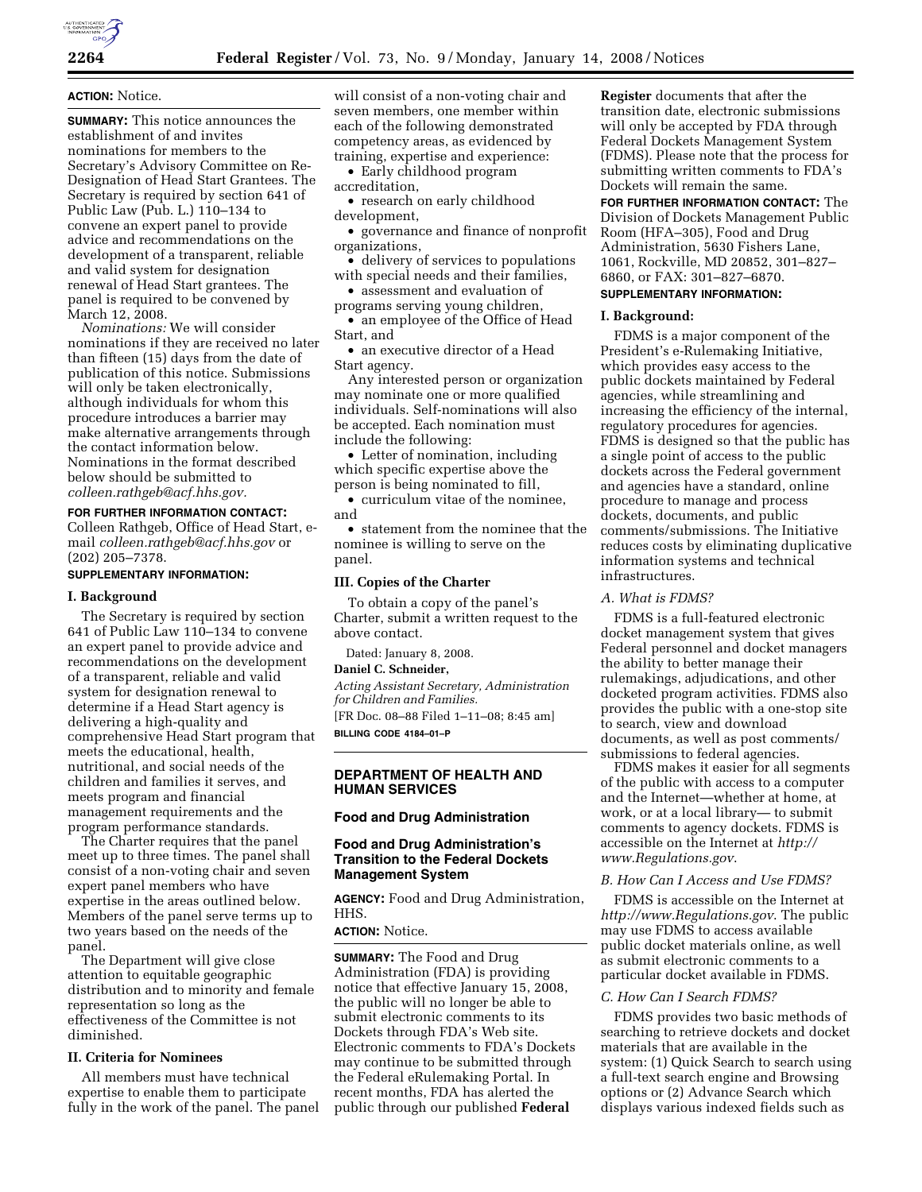**ACTION:** Notice.

**SUMMARY:** This notice announces the establishment of and invites nominations for members to the Secretary's Advisory Committee on Re-Designation of Head Start Grantees. The Secretary is required by section 641 of Public Law (Pub. L.) 110–134 to convene an expert panel to provide advice and recommendations on the development of a transparent, reliable and valid system for designation renewal of Head Start grantees. The panel is required to be convened by March 12, 2008.

*Nominations:* We will consider nominations if they are received no later than fifteen (15) days from the date of publication of this notice. Submissions will only be taken electronically, although individuals for whom this procedure introduces a barrier may make alternative arrangements through the contact information below. Nominations in the format described below should be submitted to *colleen.rathgeb@acf.hhs.gov.*

**FOR FURTHER INFORMATION CONTACT:** Colleen Rathgeb, Office of Head Start, e-mail *colleen.rathgeb@acf.hhs.gov* or (202) 205–7378.

**SUPPLEMENTARY INFORMATION:**

## I. Background

The Secretary is required by section 641 of Public Law 110–134 to convene an expert panel to provide advice and recommendations on the development of a transparent, reliable and valid system for designation renewal to determine if a Head Start agency is delivering a high-quality and comprehensive Head Start program that meets the educational, health, nutritional, and social needs of the children and families it serves, and meets program and financial management requirements and the program performance standards.

The Charter requires that the panel meet up to three times. The panel shall consist of a non-voting chair and seven expert panel members who have expertise in the areas outlined below. Members of the panel serve terms up to two years based on the needs of the panel.

The Department will give close attention to equitable geographic distribution and to minority and female representation so long as the effectiveness of the Committee is not diminished.

## II. Criteria for Nominees

All members must have technical expertise to enable them to participate fully in the work of the panel. The panel will consist of a non-voting chair and seven members, one member within each of the following demonstrated competency areas, as evidenced by training, expertise and experience:

- Early childhood program accreditation,
- research on early childhood development,
- governance and finance of nonprofit organizations,
- delivery of services to populations with special needs and their families,
- assessment and evaluation of programs serving young children,
- an employee of the Office of Head Start, and
- an executive director of a Head Start agency.

Any interested person or organization may nominate one or more qualified individuals. Self-nominations will also be accepted. Each nomination must include the following:

- Letter of nomination, including which specific expertise above the person is being nominated to fill,
- curriculum vitae of the nominee, and
- statement from the nominee that the nominee is willing to serve on the panel.

## III. Copies of the Charter

To obtain a copy of the panel's Charter, submit a written request to the above contact.

Dated: January 8, 2008.

**Daniel C. Schneider,**

*Acting Assistant Secretary, Administration for Children and Families.*

[FR Doc. 08–88 Filed 1–11–08; 8:45 am]

**BILLING CODE 4184–01–P**

---

# DEPARTMENT OF HEALTH AND HUMAN SERVICES

## Food and Drug Administration

## Food and Drug Administration's Transition to the Federal Dockets Management System

**AGENCY:** Food and Drug Administration, HHS.

**ACTION:** Notice.

**SUMMARY:** The Food and Drug Administration (FDA) is providing notice that effective January 15, 2008, the public will no longer be able to submit electronic comments to its Dockets through FDA's Web site. Electronic comments to FDA's Dockets may continue to be submitted through the Federal eRulemaking Portal. In recent months, FDA has alerted the public through our published **Federal Register** documents that after the transition date, electronic submissions will only be accepted by FDA through Federal Dockets Management System (FDMS). Please note that the process for submitting written comments to FDA's Dockets will remain the same.

**FOR FURTHER INFORMATION CONTACT:** The Division of Dockets Management Public Room (HFA–305), Food and Drug Administration, 5630 Fishers Lane, 1061, Rockville, MD 20852, 301–827–6860, or FAX: 301–827–6870.

**SUPPLEMENTARY INFORMATION:**

## I. Background:

FDMS is a major component of the President's e-Rulemaking Initiative, which provides easy access to the public dockets maintained by Federal agencies, while streamlining and increasing the efficiency of the internal, regulatory procedures for agencies. FDMS is designed so that the public has a single point of access to the public dockets across the Federal government and agencies have a standard, online procedure to manage and process dockets, documents, and public comments/submissions. The Initiative reduces costs by eliminating duplicative information systems and technical infrastructures.

### A. What is FDMS?

FDMS is a full-featured electronic docket management system that gives Federal personnel and docket managers the ability to better manage their rulemakings, adjudications, and other docketed program activities. FDMS also provides the public with a one-stop site to search, view and download documents, as well as post comments/submissions to federal agencies.

FDMS makes it easier for all segments of the public with access to a computer and the Internet—whether at home, at work, or at a local library— to submit comments to agency dockets. FDMS is accessible on the Internet at *http://www.Regulations.gov*.

### B. How Can I Access and Use FDMS?

FDMS is accessible on the Internet at *http://www.Regulations.gov*. The public may use FDMS to access available public docket materials online, as well as submit electronic comments to a particular docket available in FDMS.

### C. How Can I Search FDMS?

FDMS provides two basic methods of searching to retrieve dockets and docket materials that are available in the system: (1) Quick Search to search using a full-text search engine and Browsing options or (2) Advance Search which displays various indexed fields such as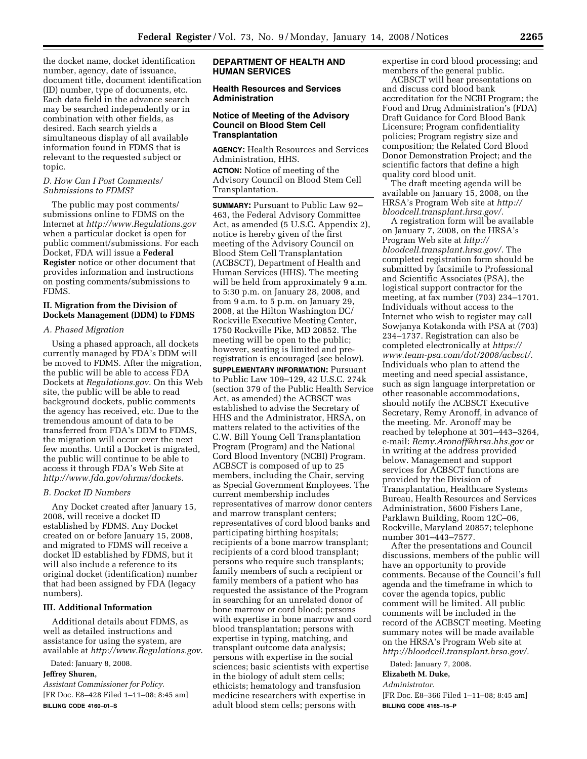the docket name, docket identification number, agency, date of issuance, document title, document identification (ID) number, type of documents, etc. Each data field in the advance search may be searched independently or in combination with other fields, as desired. Each search yields a simultaneous display of all available information found in FDMS that is relevant to the requested subject or topic.

### *D. How Can I Post Comments/Submissions to FDMS?*

The public may post comments/submissions online to FDMS on the Internet at *http://www.Regulations.gov* when a particular docket is open for public comment/submissions. For each Docket, FDA will issue a **Federal Register** notice or other document that provides information and instructions on posting comments/submissions to FDMS.

## II. Migration from the Division of Dockets Management (DDM) to FDMS

### *A. Phased Migration*

Using a phased approach, all dockets currently managed by FDA's DDM will be moved to FDMS. After the migration, the public will be able to access FDA Dockets at *Regulations.gov*. On this Web site, the public will be able to read background dockets, public comments the agency has received, etc. Due to the tremendous amount of data to be transferred from FDA's DDM to FDMS, the migration will occur over the next few months. Until a Docket is migrated, the public will continue to be able to access it through FDA's Web Site at *http://www.fda.gov/ohrms/dockets*.

### *B. Docket ID Numbers*

Any Docket created after January 15, 2008, will receive a docket ID established by FDMS. Any Docket created on or before January 15, 2008, and migrated to FDMS will receive a docket ID established by FDMS, but it will also include a reference to its original docket (identification) number that had been assigned by FDA (legacy numbers).

## III. Additional Information

Additional details about FDMS, as well as detailed instructions and assistance for using the system, are available at *http://www.Regulations.gov*.

Dated: January 8, 2008.

**Jeffrey Shuren,**

*Assistant Commissioner for Policy.*

[FR Doc. E8–428 Filed 1–11–08; 8:45 am]

**BILLING CODE 4160–01–S**

# DEPARTMENT OF HEALTH AND HUMAN SERVICES

## Health Resources and Services Administration

## Notice of Meeting of the Advisory Council on Blood Stem Cell Transplantation

**AGENCY:** Health Resources and Services Administration, HHS.

**ACTION:** Notice of meeting of the Advisory Council on Blood Stem Cell Transplantation.

**SUMMARY:** Pursuant to Public Law 92–463, the Federal Advisory Committee Act, as amended (5 U.S.C. Appendix 2), notice is hereby given of the first meeting of the Advisory Council on Blood Stem Cell Transplantation (ACBSCT), Department of Health and Human Services (HHS). The meeting will be held from approximately 9 a.m. to 5:30 p.m. on January 28, 2008, and from 9 a.m. to 5 p.m. on January 29, 2008, at the Hilton Washington DC/Rockville Executive Meeting Center, 1750 Rockville Pike, MD 20852. The meeting will be open to the public; however, seating is limited and pre-registration is encouraged (see below).

**SUPPLEMENTARY INFORMATION:** Pursuant to Public Law 109–129, 42 U.S.C. 274k (section 379 of the Public Health Service Act, as amended) the ACBSCT was established to advise the Secretary of HHS and the Administrator, HRSA, on matters related to the activities of the C.W. Bill Young Cell Transplantation Program (Program) and the National Cord Blood Inventory (NCBI) Program. ACBSCT is composed of up to 25 members, including the Chair, serving as Special Government Employees. The current membership includes representatives of marrow donor centers and marrow transplant centers; representatives of cord blood banks and participating birthing hospitals; recipients of a bone marrow transplant; recipients of a cord blood transplant; persons who require such transplants; family members of such a recipient or family members of a patient who has requested the assistance of the Program in searching for an unrelated donor of bone marrow or cord blood; persons with expertise in bone marrow and cord blood transplantation; persons with expertise in typing, matching, and transplant outcome data analysis; persons with expertise in the social sciences; basic scientists with expertise in the biology of adult stem cells; ethicists; hematology and transfusion medicine researchers with expertise in adult blood stem cells; persons with expertise in cord blood processing; and members of the general public.

ACBSCT will hear presentations on and discuss cord blood bank accreditation for the NCBI Program; the Food and Drug Administration's (FDA) Draft Guidance for Cord Blood Bank Licensure; Program confidentiality policies; Program registry size and composition; the Related Cord Blood Donor Demonstration Project; and the scientific factors that define a high quality cord blood unit.

The draft meeting agenda will be available on January 15, 2008, on the HRSA's Program Web site at *http://bloodcell.transplant.hrsa.gov/*.

A registration form will be available on January 7, 2008, on the HRSA's Program Web site at *http://bloodcell.transplant.hrsa.gov/*. The completed registration form should be submitted by facsimile to Professional and Scientific Associates (PSA), the logistical support contractor for the meeting, at fax number (703) 234–1701. Individuals without access to the Internet who wish to register may call Sowjanya Kotakonda with PSA at (703) 234–1737. Registration can also be completed electronically at *https://www.team-psa.com/dot/2008/acbsct/*. Individuals who plan to attend the meeting and need special assistance, such as sign language interpretation or other reasonable accommodations, should notify the ACBSCT Executive Secretary, Remy Aronoff, in advance of the meeting. Mr. Aronoff may be reached by telephone at 301–443–3264, e-mail: *Remy.Aronoff@hrsa.hhs.gov* or in writing at the address provided below. Management and support services for ACBSCT functions are provided by the Division of Transplantation, Healthcare Systems Bureau, Health Resources and Services Administration, 5600 Fishers Lane, Parklawn Building, Room 12C–06, Rockville, Maryland 20857; telephone number 301–443–7577.

After the presentations and Council discussions, members of the public will have an opportunity to provide comments. Because of the Council's full agenda and the timeframe in which to cover the agenda topics, public comment will be limited. All public comments will be included in the record of the ACBSCT meeting. Meeting summary notes will be made available on the HRSA's Program Web site at *http://bloodcell.transplant.hrsa.gov/*.

Dated: January 7, 2008.

**Elizabeth M. Duke,**

*Administrator.*

[FR Doc. E8–366 Filed 1–11–08; 8:45 am]

**BILLING CODE 4165–15–P**